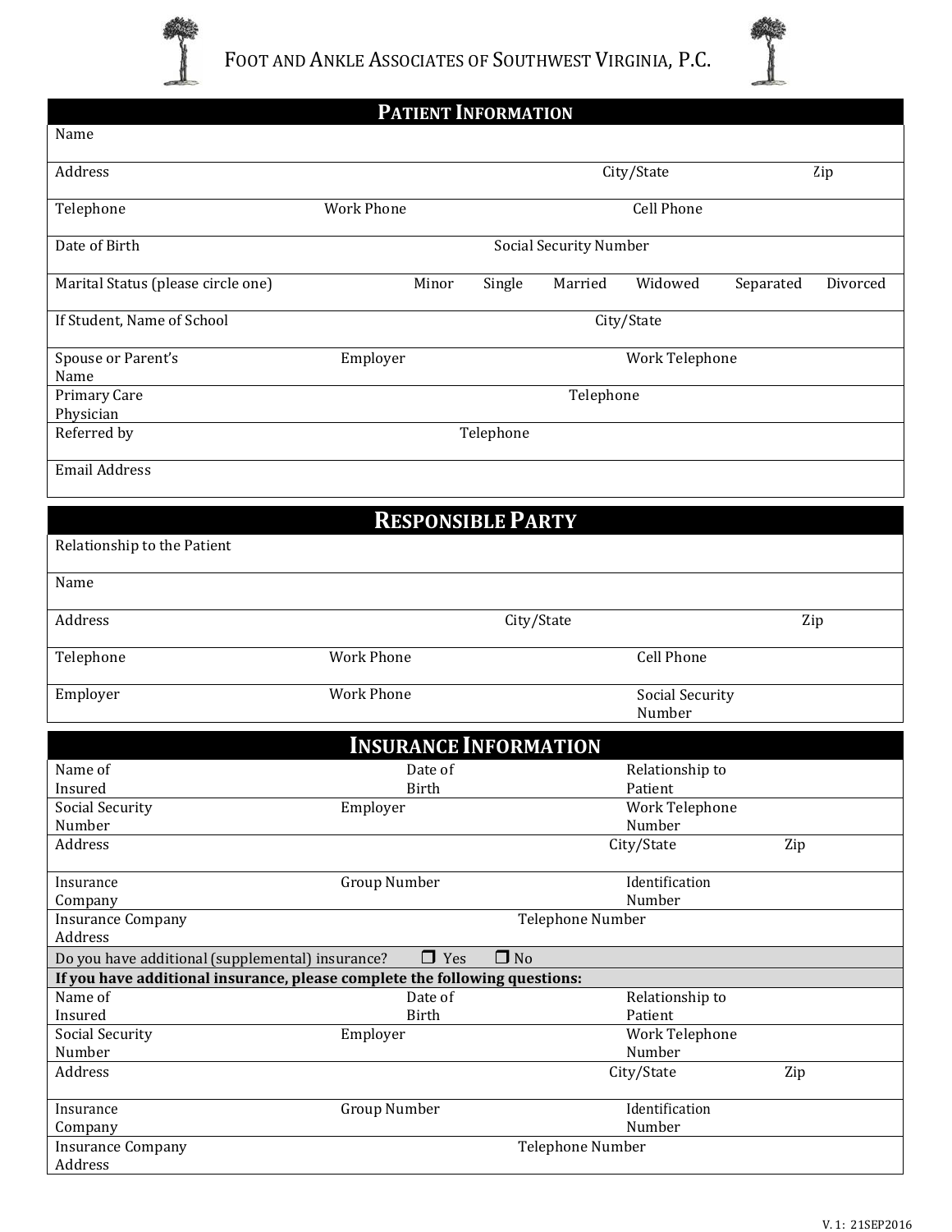# Foot and Ankle Associates of Southwest Virginia, P.C.

## Patient Information

| | | | | | |
|---|---|---|---|---|---|
| Name | | | | | |
| Address | | | City/State | | Zip |
| Telephone | Work Phone | | Cell Phone | | |
| Date of Birth | | Social Security Number | | | |

Marital Status (please circle one) Minor Single Married Widowed Separated Divorced

| | | |
|---|---|---|
| If Student, Name of School | | City/State |
| Spouse or Parent's Name | Employer | Work Telephone |
| Primary Care Physician | | Telephone |
| Referred by | Telephone | |
| Email Address | | |

## Responsible Party

| | | | |
|---|---|---|---|
| Relationship to the Patient | | | |
| Name | | | |
| Address | | City/State | Zip |
| Telephone | Work Phone | Cell Phone | |
| Employer | Work Phone | Social Security Number | |

## Insurance Information

| | | | |
|---|---|---|---|
| Name of Insured | Date of Birth | Relationship to Patient | |
| Social Security Number | Employer | Work Telephone Number | |
| Address | | City/State | Zip |
| Insurance Company | Group Number | Identification Number | |
| Insurance Company Address | | Telephone Number | |

Do you have additional (supplemental) insurance? ☐ Yes ☐ No

**If you have additional insurance, please complete the following questions:**

| | | | |
|---|---|---|---|
| Name of Insured | Date of Birth | Relationship to Patient | |
| Social Security Number | Employer | Work Telephone Number | |
| Address | | City/State | Zip |
| Insurance Company | Group Number | Identification Number | |
| Insurance Company Address | | Telephone Number | |

V. 1: 21SEP2016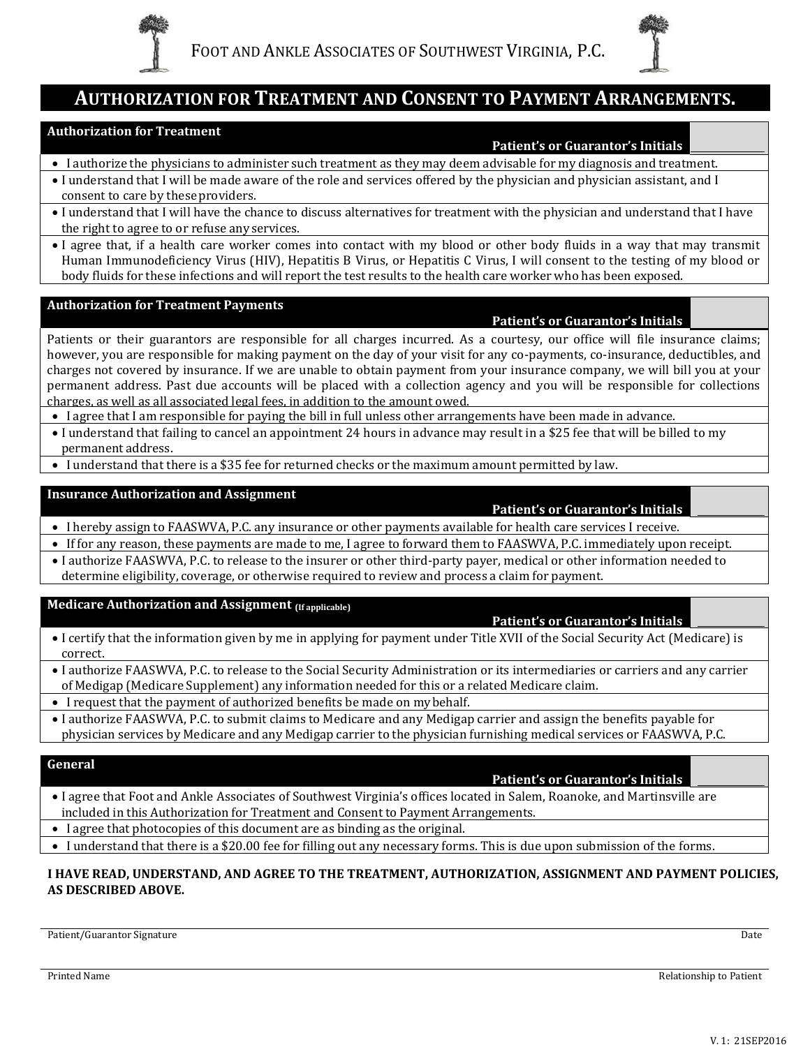FOOT AND ANKLE ASSOCIATES OF SOUTHWEST VIRGINIA, P.C.

# AUTHORIZATION FOR TREATMENT AND CONSENT TO PAYMENT ARRANGEMENTS.

## Authorization for Treatment

**Patient's or Guarantor's Initials** ____________

- I authorize the physicians to administer such treatment as they may deem advisable for my diagnosis and treatment.
- I understand that I will be made aware of the role and services offered by the physician and physician assistant, and I consent to care by these providers.
- I understand that I will have the chance to discuss alternatives for treatment with the physician and understand that I have the right to agree to or refuse any services.
- I agree that, if a health care worker comes into contact with my blood or other body fluids in a way that may transmit Human Immunodeficiency Virus (HIV), Hepatitis B Virus, or Hepatitis C Virus, I will consent to the testing of my blood or body fluids for these infections and will report the test results to the health care worker who has been exposed.

## Authorization for Treatment Payments

**Patient's or Guarantor's Initials** ____________

Patients or their guarantors are responsible for all charges incurred. As a courtesy, our office will file insurance claims; however, you are responsible for making payment on the day of your visit for any co-payments, co-insurance, deductibles, and charges not covered by insurance. If we are unable to obtain payment from your insurance company, we will bill you at your permanent address. Past due accounts will be placed with a collection agency and you will be responsible for collections charges, as well as all associated legal fees, in addition to the amount owed.

- I agree that I am responsible for paying the bill in full unless other arrangements have been made in advance.
- I understand that failing to cancel an appointment 24 hours in advance may result in a $25 fee that will be billed to my permanent address.
- I understand that there is a $35 fee for returned checks or the maximum amount permitted by law.

## Insurance Authorization and Assignment

**Patient's or Guarantor's Initials** ____________

- I hereby assign to FAASWVA, P.C. any insurance or other payments available for health care services I receive.
- If for any reason, these payments are made to me, I agree to forward them to FAASWVA, P.C. immediately upon receipt.
- I authorize FAASWVA, P.C. to release to the insurer or other third-party payer, medical or other information needed to determine eligibility, coverage, or otherwise required to review and process a claim for payment.

## Medicare Authorization and Assignment (If applicable)

**Patient's or Guarantor's Initials** ____________

- I certify that the information given by me in applying for payment under Title XVII of the Social Security Act (Medicare) is correct.
- I authorize FAASWVA, P.C. to release to the Social Security Administration or its intermediaries or carriers and any carrier of Medigap (Medicare Supplement) any information needed for this or a related Medicare claim.
- I request that the payment of authorized benefits be made on my behalf.
- I authorize FAASWVA, P.C. to submit claims to Medicare and any Medigap carrier and assign the benefits payable for physician services by Medicare and any Medigap carrier to the physician furnishing medical services or FAASWVA, P.C.

## General

**Patient's or Guarantor's Initials** ____________

- I agree that Foot and Ankle Associates of Southwest Virginia's offices located in Salem, Roanoke, and Martinsville are included in this Authorization for Treatment and Consent to Payment Arrangements.
- I agree that photocopies of this document are as binding as the original.
- I understand that there is a $20.00 fee for filling out any necessary forms. This is due upon submission of the forms.

**I HAVE READ, UNDERSTAND, AND AGREE TO THE TREATMENT, AUTHORIZATION, ASSIGNMENT AND PAYMENT POLICIES, AS DESCRIBED ABOVE.**

_______________________________________________________________

Patient/Guarantor Signature — Date

_______________________________________________________________

Printed Name — Relationship to Patient

V. 1: 21SEP2016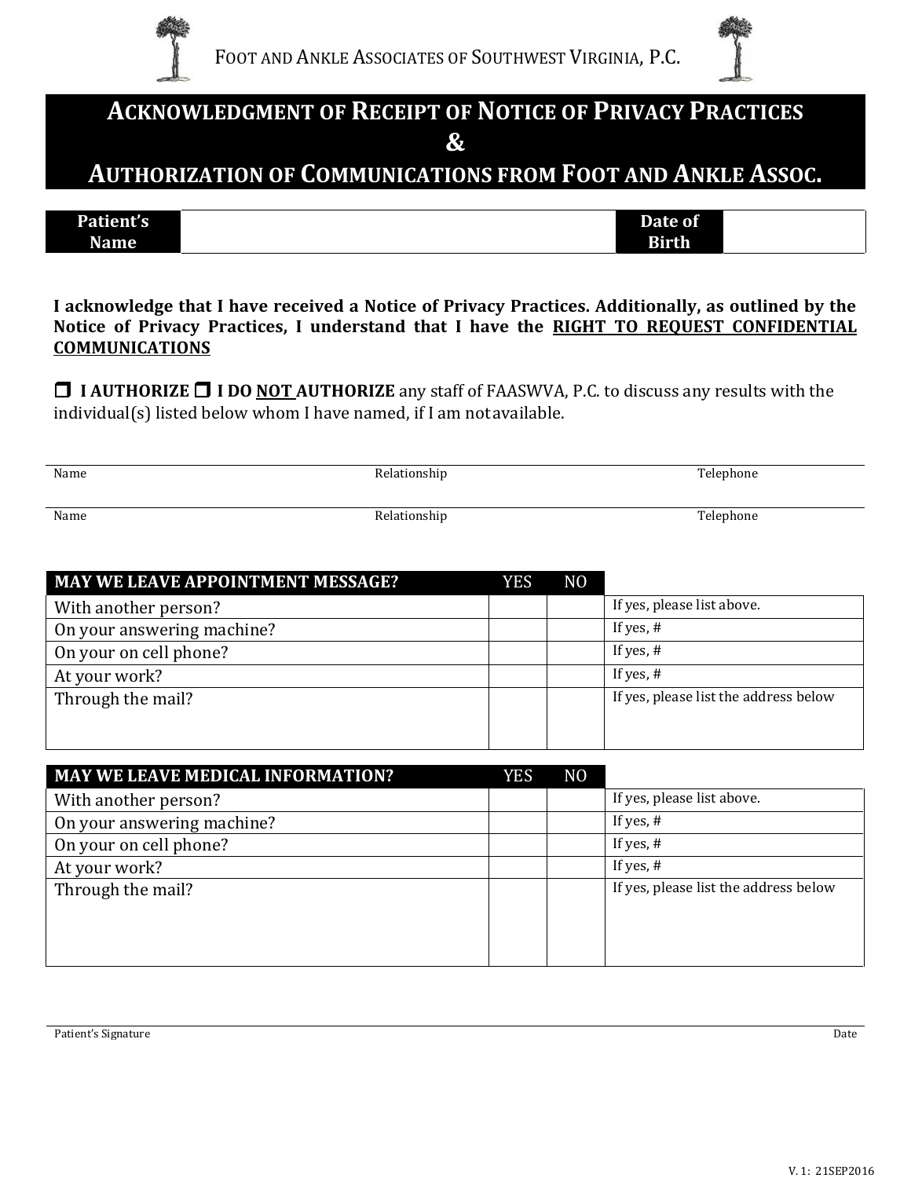FOOT AND ANKLE ASSOCIATES OF SOUTHWEST VIRGINIA, P.C.

# ACKNOWLEDGMENT OF RECEIPT OF NOTICE OF PRIVACY PRACTICES & AUTHORIZATION OF COMMUNICATIONS FROM FOOT AND ANKLE ASSOC.

| Patient's Name | | Date of Birth | |
|---|---|---|---|

**I acknowledge that I have received a Notice of Privacy Practices. Additionally, as outlined by the Notice of Privacy Practices, I understand that I have the RIGHT TO REQUEST CONFIDENTIAL COMMUNICATIONS**

❒ **I AUTHORIZE** ❒ **I DO NOT AUTHORIZE** any staff of FAASWVA, P.C. to discuss any results with the individual(s) listed below whom I have named, if I am not available.

| Name | Relationship | Telephone |
|---|---|---|
| | | |
| Name | Relationship | Telephone |

| MAY WE LEAVE APPOINTMENT MESSAGE? | YES | NO | |
|---|---|---|---|
| With another person? | | | If yes, please list above. |
| On your answering machine? | | | If yes, # |
| On your on cell phone? | | | If yes, # |
| At your work? | | | If yes, # |
| Through the mail? | | | If yes, please list the address below |

| MAY WE LEAVE MEDICAL INFORMATION? | YES | NO | |
|---|---|---|---|
| With another person? | | | If yes, please list above. |
| On your answering machine? | | | If yes, # |
| On your on cell phone? | | | If yes, # |
| At your work? | | | If yes, # |
| Through the mail? | | | If yes, please list the address below |

Patient's Signature ____________________ Date ____________

V. 1: 21SEP2016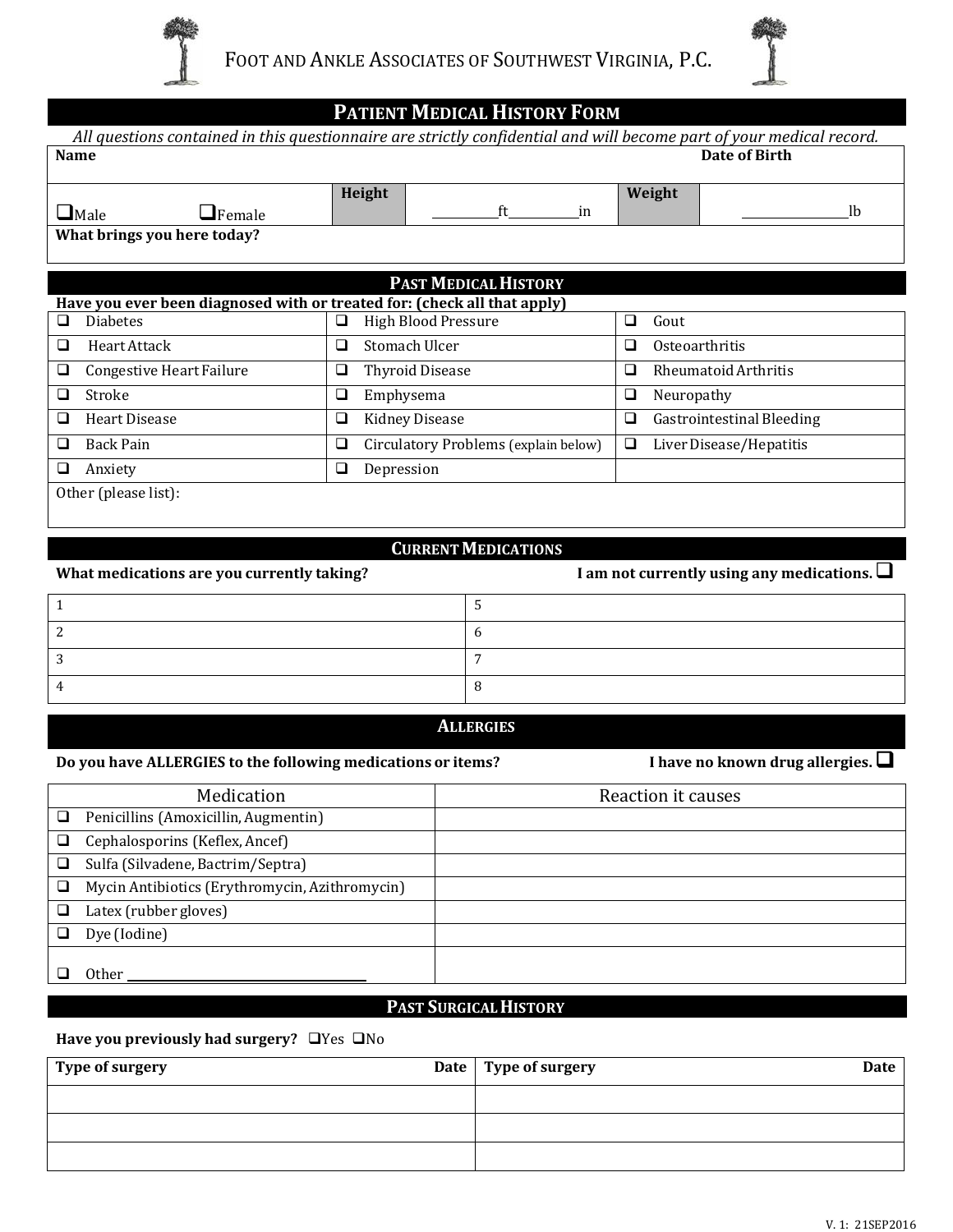# Foot and Ankle Associates of Southwest Virginia, P.C.

## Patient Medical History Form

*All questions contained in this questionnaire are strictly confidential and will become part of your medical record.*

| **Name** | | | **Date of Birth** |
|---|---|---|---|
| ❑ Male ❑ Female | **Height** ______ft______in | **Weight** | ______lb |
| **What brings you here today?** | | | |

## Past Medical History

**Have you ever been diagnosed with or treated for: (check all that apply)**

| | | |
|---|---|---|
| ❑ Diabetes | ❑ High Blood Pressure | ❑ Gout |
| ❑ Heart Attack | ❑ Stomach Ulcer | ❑ Osteoarthritis |
| ❑ Congestive Heart Failure | ❑ Thyroid Disease | ❑ Rheumatoid Arthritis |
| ❑ Stroke | ❑ Emphysema | ❑ Neuropathy |
| ❑ Heart Disease | ❑ Kidney Disease | ❑ Gastrointestinal Bleeding |
| ❑ Back Pain | ❑ Circulatory Problems (explain below) | ❑ Liver Disease/Hepatitis |
| ❑ Anxiety | ❑ Depression | |

Other (please list):

## Current Medications

**What medications are you currently taking?** **I am not currently using any medications.** ❑

| | |
|---|---|
| 1 | 5 |
| 2 | 6 |
| 3 | 7 |
| 4 | 8 |

## Allergies

**Do you have ALLERGIES to the following medications or items?** **I have no known drug allergies.** ❑

| Medication | Reaction it causes |
|---|---|
| ❑ Penicillins (Amoxicillin, Augmentin) | |
| ❑ Cephalosporins (Keflex, Ancef) | |
| ❑ Sulfa (Silvadene, Bactrim/Septra) | |
| ❑ Mycin Antibiotics (Erythromycin, Azithromycin) | |
| ❑ Latex (rubber gloves) | |
| ❑ Dye (Iodine) | |
| ❑ Other ______________________ | |

## Past Surgical History

**Have you previously had surgery?** ❑Yes ❑No

| **Type of surgery** | **Date** | **Type of surgery** | **Date** |
|---|---|---|---|
| | | | |
| | | | |
| | | | |

V. 1: 21SEP2016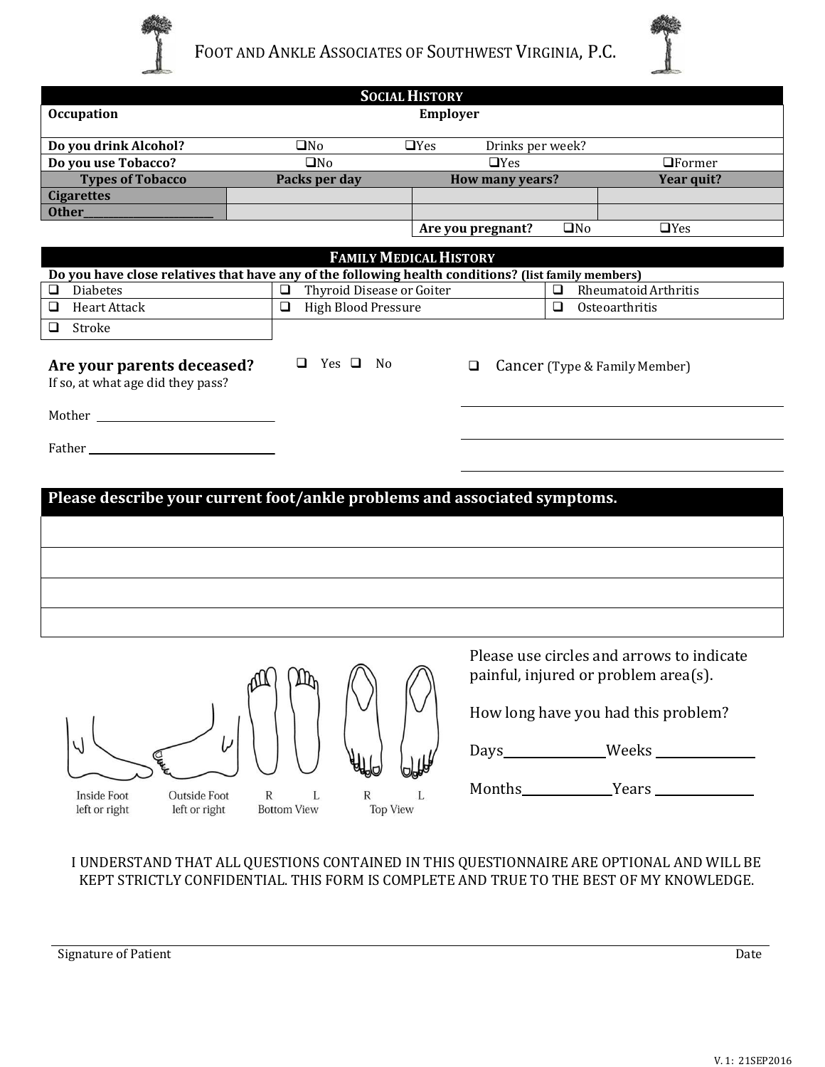# Foot and Ankle Associates of Southwest Virginia, P.C.

## Social History

| Occupation | | Employer | |
|---|---|---|---|
| **Do you drink Alcohol?** | ❑No | ❑Yes | Drinks per week? |
| **Do you use Tobacco?** | ❑No | ❑Yes | ❑Former |
| **Types of Tobacco** | **Packs per day** | **How many years?** | **Year quit?** |
| **Cigarettes** | | | |
| **Other________________________** | | | |
| | | **Are you pregnant?** ❑No | ❑Yes |

## Family Medical History

**Do you have close relatives that have any of the following health conditions? (list family members)**

| | | |
|---|---|---|
| ❑ Diabetes | ❑ Thyroid Disease or Goiter | ❑ Rheumatoid Arthritis |
| ❑ Heart Attack | ❑ High Blood Pressure | ❑ Osteoarthritis |
| ❑ Stroke | | |

**Are your parents deceased?** ❑ Yes ❑ No

If so, at what age did they pass?

Mother ______________________________

Father ______________________________

❑ Cancer (Type & Family Member)

______________________________________________

______________________________________________

______________________________________________

## Please describe your current foot/ankle problems and associated symptoms.

______________________________________________

______________________________________________

______________________________________________

______________________________________________

Inside Foot left or right | Outside Foot left or right | R L Bottom View | R L Top View

Please use circles and arrows to indicate painful, injured or problem area(s).

How long have you had this problem?

Days______________ Weeks ______________

Months____________ Years ______________

I UNDERSTAND THAT ALL QUESTIONS CONTAINED IN THIS QUESTIONNAIRE ARE OPTIONAL AND WILL BE KEPT STRICTLY CONFIDENTIAL. THIS FORM IS COMPLETE AND TRUE TO THE BEST OF MY KNOWLEDGE.

______________________________________________

Signature of Patient　　　　　　　　　　　　　　　　　　Date

V. 1: 21SEP2016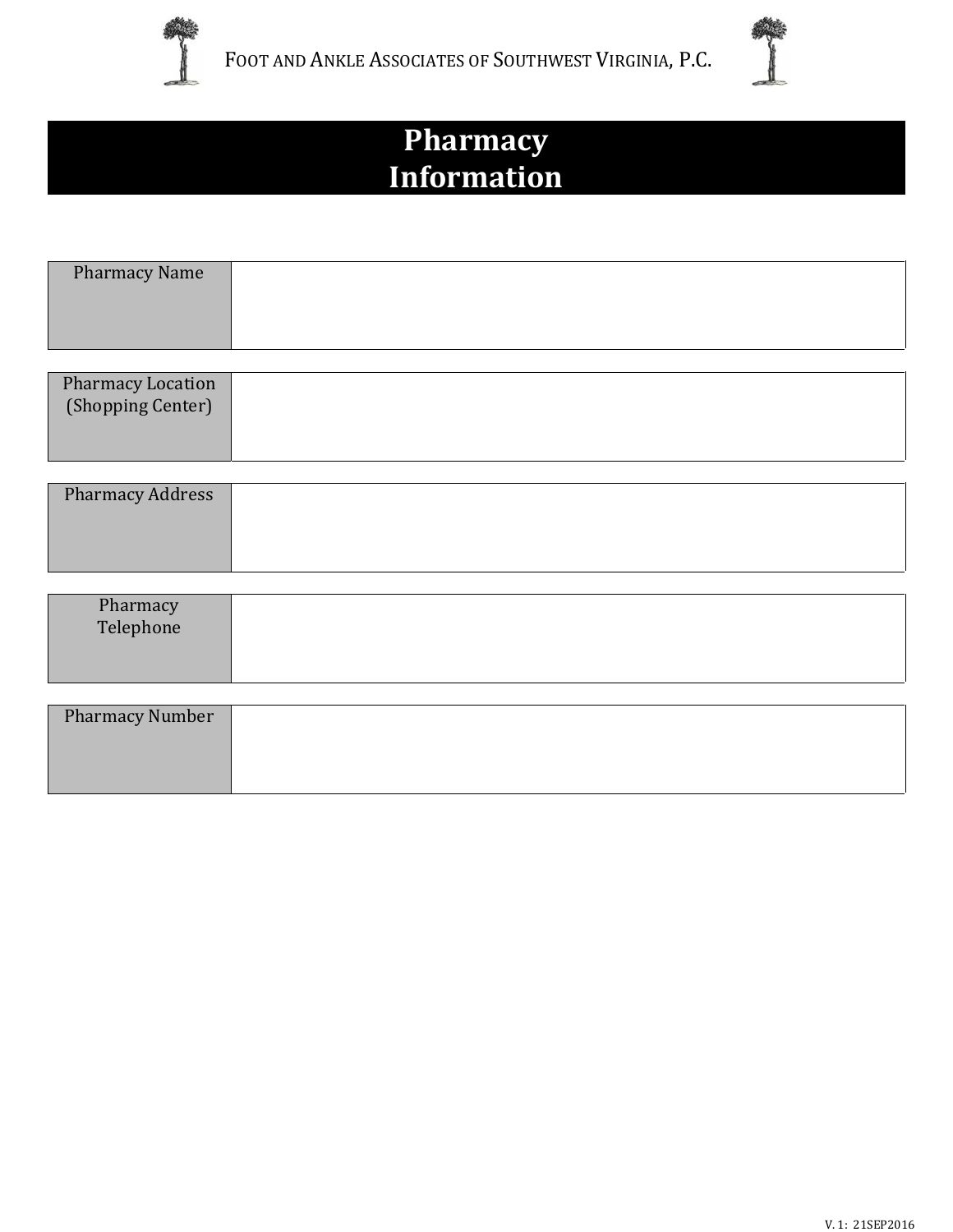FOOT AND ANKLE ASSOCIATES OF SOUTHWEST VIRGINIA, P.C.

# Pharmacy Information

| Pharmacy Name | |
|---|---|

| Pharmacy Location (Shopping Center) | |
|---|---|

| Pharmacy Address | |
|---|---|

| Pharmacy Telephone | |
|---|---|

| Pharmacy Number | |
|---|---|

V. 1: 21SEP2016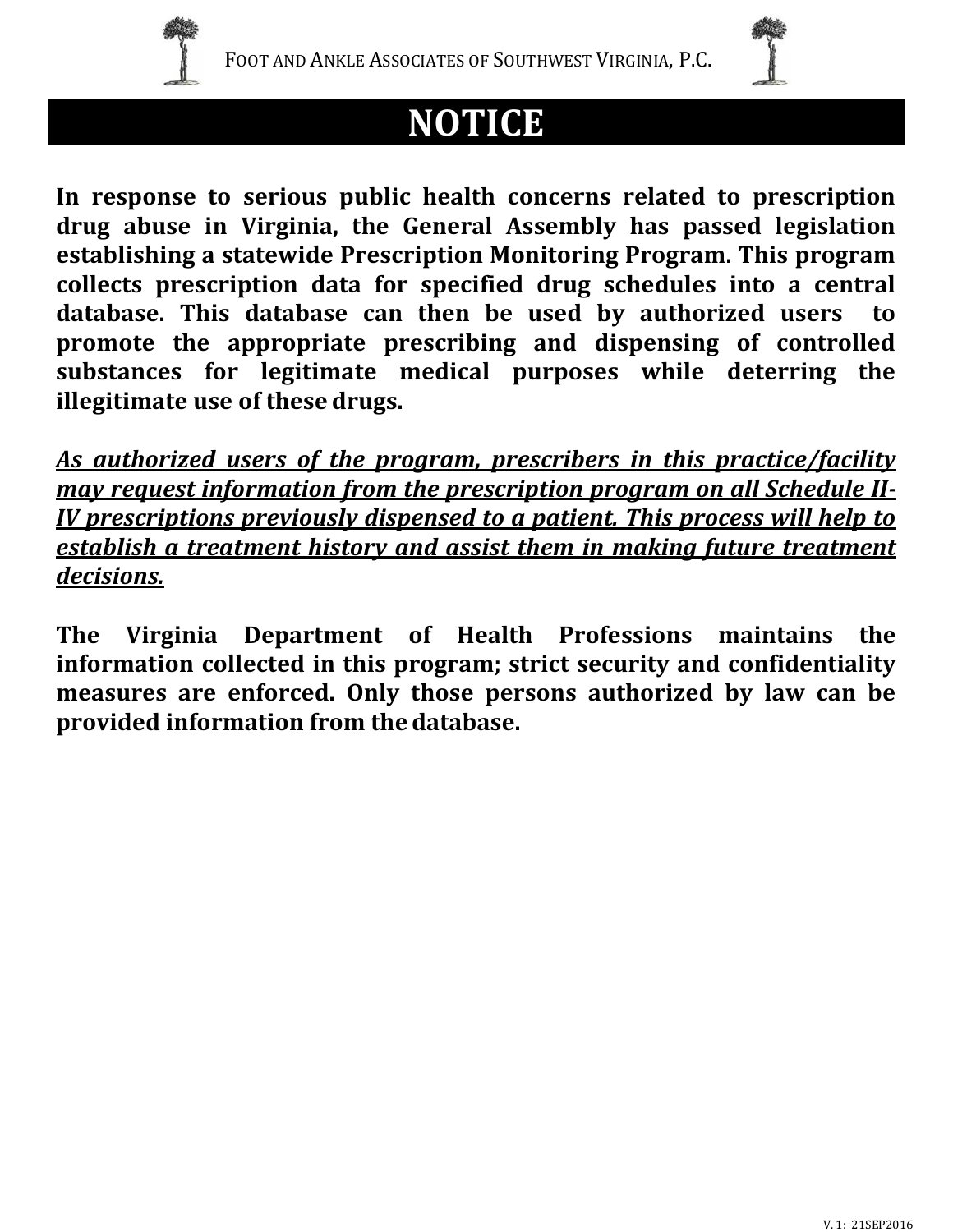FOOT AND ANKLE ASSOCIATES OF SOUTHWEST VIRGINIA, P.C.

# NOTICE

**In response to serious public health concerns related to prescription drug abuse in Virginia, the General Assembly has passed legislation establishing a statewide Prescription Monitoring Program. This program collects prescription data for specified drug schedules into a central database. This database can then be used by authorized users to promote the appropriate prescribing and dispensing of controlled substances for legitimate medical purposes while deterring the illegitimate use of these drugs.**

***<u>As authorized users of the program, prescribers in this practice/facility may request information from the prescription program on all Schedule II-IV prescriptions previously dispensed to a patient. This process will help to establish a treatment history and assist them in making future treatment decisions.</u>***

**The Virginia Department of Health Professions maintains the information collected in this program; strict security and confidentiality measures are enforced. Only those persons authorized by law can be provided information from the database.**

V. 1: 21SEP2016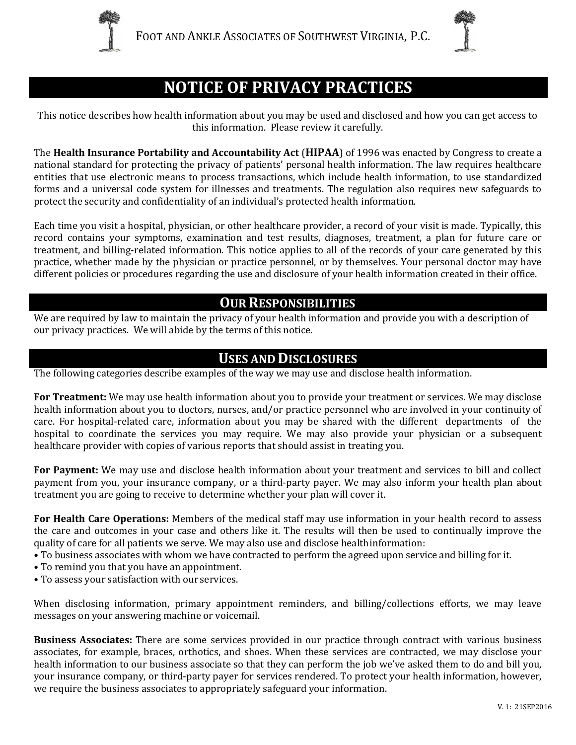FOOT AND ANKLE ASSOCIATES OF SOUTHWEST VIRGINIA, P.C.

# NOTICE OF PRIVACY PRACTICES

This notice describes how health information about you may be used and disclosed and how you can get access to this information. Please review it carefully.

The **Health Insurance Portability and Accountability Act** (**HIPAA**) of 1996 was enacted by Congress to create a national standard for protecting the privacy of patients' personal health information. The law requires healthcare entities that use electronic means to process transactions, which include health information, to use standardized forms and a universal code system for illnesses and treatments. The regulation also requires new safeguards to protect the security and confidentiality of an individual's protected health information.

Each time you visit a hospital, physician, or other healthcare provider, a record of your visit is made. Typically, this record contains your symptoms, examination and test results, diagnoses, treatment, a plan for future care or treatment, and billing-related information. This notice applies to all of the records of your care generated by this practice, whether made by the physician or practice personnel, or by themselves. Your personal doctor may have different policies or procedures regarding the use and disclosure of your health information created in their office.

## OUR RESPONSIBILITIES

We are required by law to maintain the privacy of your health information and provide you with a description of our privacy practices. We will abide by the terms of this notice.

## USES AND DISCLOSURES

The following categories describe examples of the way we may use and disclose health information.

**For Treatment:** We may use health information about you to provide your treatment or services. We may disclose health information about you to doctors, nurses, and/or practice personnel who are involved in your continuity of care. For hospital-related care, information about you may be shared with the different departments of the hospital to coordinate the services you may require. We may also provide your physician or a subsequent healthcare provider with copies of various reports that should assist in treating you.

**For Payment:** We may use and disclose health information about your treatment and services to bill and collect payment from you, your insurance company, or a third-party payer. We may also inform your health plan about treatment you are going to receive to determine whether your plan will cover it.

**For Health Care Operations:** Members of the medical staff may use information in your health record to assess the care and outcomes in your case and others like it. The results will then be used to continually improve the quality of care for all patients we serve. We may also use and disclose health information:

- To business associates with whom we have contracted to perform the agreed upon service and billing for it.
- To remind you that you have an appointment.
- To assess your satisfaction with our services.

When disclosing information, primary appointment reminders, and billing/collections efforts, we may leave messages on your answering machine or voicemail.

**Business Associates:** There are some services provided in our practice through contract with various business associates, for example, braces, orthotics, and shoes. When these services are contracted, we may disclose your health information to our business associate so that they can perform the job we've asked them to do and bill you, your insurance company, or third-party payer for services rendered. To protect your health information, however, we require the business associates to appropriately safeguard your information.

V. 1: 21SEP2016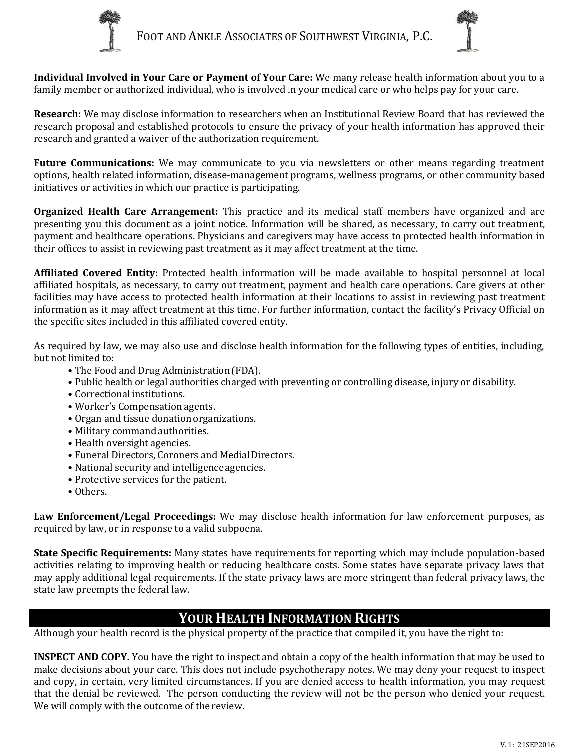**Individual Involved in Your Care or Payment of Your Care:** We many release health information about you to a family member or authorized individual, who is involved in your medical care or who helps pay for your care.

**Research:** We may disclose information to researchers when an Institutional Review Board that has reviewed the research proposal and established protocols to ensure the privacy of your health information has approved their research and granted a waiver of the authorization requirement.

**Future Communications:** We may communicate to you via newsletters or other means regarding treatment options, health related information, disease-management programs, wellness programs, or other community based initiatives or activities in which our practice is participating.

**Organized Health Care Arrangement:** This practice and its medical staff members have organized and are presenting you this document as a joint notice. Information will be shared, as necessary, to carry out treatment, payment and healthcare operations. Physicians and caregivers may have access to protected health information in their offices to assist in reviewing past treatment as it may affect treatment at the time.

**Affiliated Covered Entity:** Protected health information will be made available to hospital personnel at local affiliated hospitals, as necessary, to carry out treatment, payment and health care operations. Care givers at other facilities may have access to protected health information at their locations to assist in reviewing past treatment information as it may affect treatment at this time. For further information, contact the facility's Privacy Official on the specific sites included in this affiliated covered entity.

As required by law, we may also use and disclose health information for the following types of entities, including, but not limited to:

- The Food and Drug Administration (FDA).
- Public health or legal authorities charged with preventing or controlling disease, injury or disability.
- Correctional institutions.
- Worker's Compensation agents.
- Organ and tissue donation organizations.
- Military command authorities.
- Health oversight agencies.
- Funeral Directors, Coroners and Medial Directors.
- National security and intelligence agencies.
- Protective services for the patient.
- Others.

**Law Enforcement/Legal Proceedings:** We may disclose health information for law enforcement purposes, as required by law, or in response to a valid subpoena.

**State Specific Requirements:** Many states have requirements for reporting which may include population-based activities relating to improving health or reducing healthcare costs. Some states have separate privacy laws that may apply additional legal requirements. If the state privacy laws are more stringent than federal privacy laws, the state law preempts the federal law.

## YOUR HEALTH INFORMATION RIGHTS

Although your health record is the physical property of the practice that compiled it, you have the right to:

**INSPECT AND COPY.** You have the right to inspect and obtain a copy of the health information that may be used to make decisions about your care. This does not include psychotherapy notes. We may deny your request to inspect and copy, in certain, very limited circumstances. If you are denied access to health information, you may request that the denial be reviewed. The person conducting the review will not be the person who denied your request. We will comply with the outcome of the review.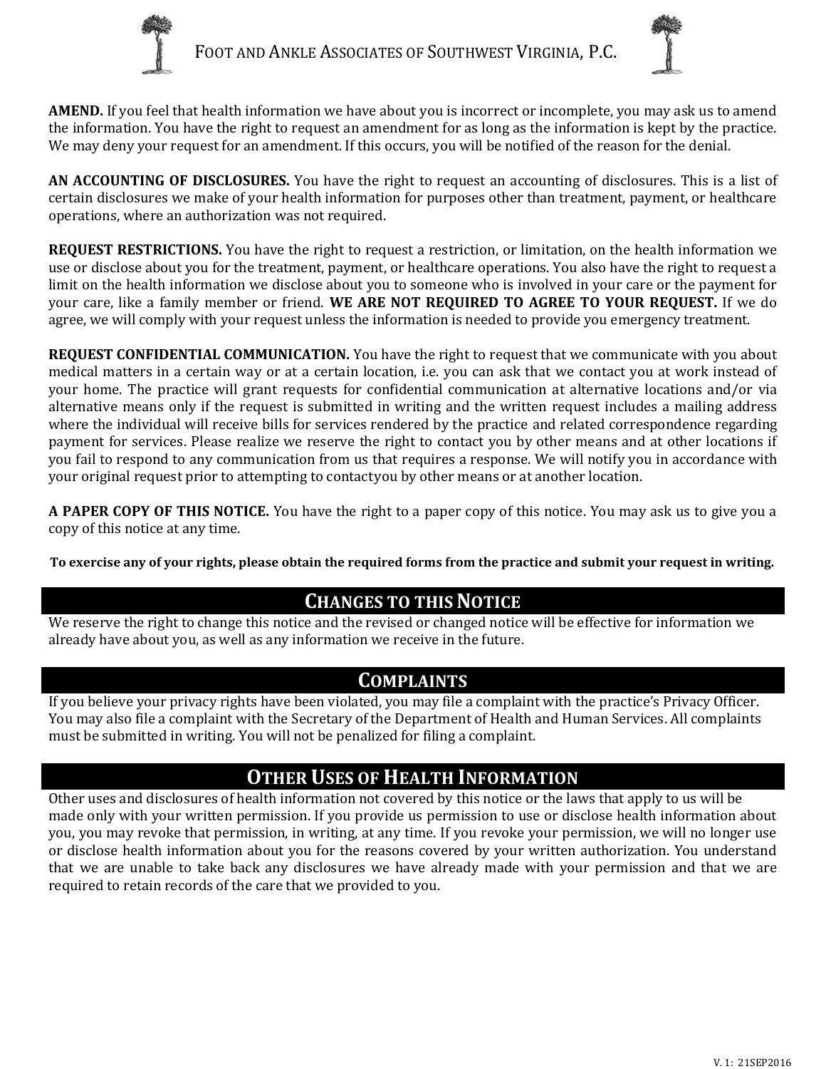**AMEND.** If you feel that health information we have about you is incorrect or incomplete, you may ask us to amend the information. You have the right to request an amendment for as long as the information is kept by the practice. We may deny your request for an amendment. If this occurs, you will be notified of the reason for the denial.

**AN ACCOUNTING OF DISCLOSURES.** You have the right to request an accounting of disclosures. This is a list of certain disclosures we make of your health information for purposes other than treatment, payment, or healthcare operations, where an authorization was not required.

**REQUEST RESTRICTIONS.** You have the right to request a restriction, or limitation, on the health information we use or disclose about you for the treatment, payment, or healthcare operations. You also have the right to request a limit on the health information we disclose about you to someone who is involved in your care or the payment for your care, like a family member or friend. **WE ARE NOT REQUIRED TO AGREE TO YOUR REQUEST.** If we do agree, we will comply with your request unless the information is needed to provide you emergency treatment.

**REQUEST CONFIDENTIAL COMMUNICATION.** You have the right to request that we communicate with you about medical matters in a certain way or at a certain location, i.e. you can ask that we contact you at work instead of your home. The practice will grant requests for confidential communication at alternative locations and/or via alternative means only if the request is submitted in writing and the written request includes a mailing address where the individual will receive bills for services rendered by the practice and related correspondence regarding payment for services. Please realize we reserve the right to contact you by other means and at other locations if you fail to respond to any communication from us that requires a response. We will notify you in accordance with your original request prior to attempting to contactyou by other means or at another location.

**A PAPER COPY OF THIS NOTICE.** You have the right to a paper copy of this notice. You may ask us to give you a copy of this notice at any time.

**To exercise any of your rights, please obtain the required forms from the practice and submit your request in writing.**

## CHANGES TO THIS NOTICE

We reserve the right to change this notice and the revised or changed notice will be effective for information we already have about you, as well as any information we receive in the future.

## COMPLAINTS

If you believe your privacy rights have been violated, you may file a complaint with the practice's Privacy Officer. You may also file a complaint with the Secretary of the Department of Health and Human Services. All complaints must be submitted in writing. You will not be penalized for filing a complaint.

## OTHER USES OF HEALTH INFORMATION

Other uses and disclosures of health information not covered by this notice or the laws that apply to us will be made only with your written permission. If you provide us permission to use or disclose health information about you, you may revoke that permission, in writing, at any time. If you revoke your permission, we will no longer use or disclose health information about you for the reasons covered by your written authorization. You understand that we are unable to take back any disclosures we have already made with your permission and that we are required to retain records of the care that we provided to you.